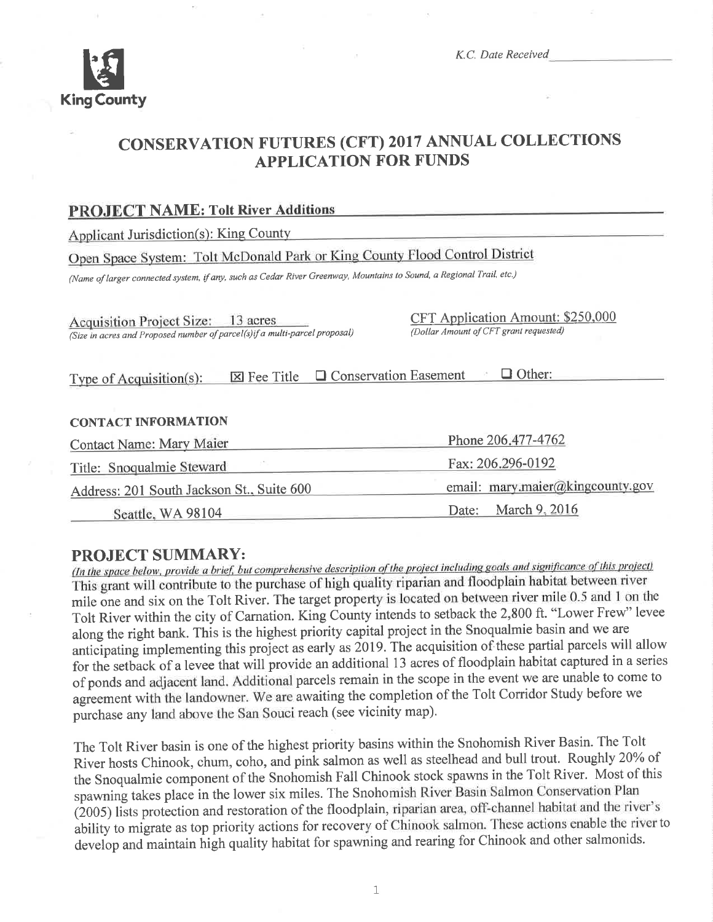K.C. Date Received ________________

King County

# CONSERVATION FUTURES (CFT) 2017 ANNUAL COLLECTIONS APPLICATION FOR FUNDS

## PROJECT NAME: Tolt River Additions

Applicant Jurisdiction(s): King County

Open Space System: Tolt McDonald Park or King County Flood Control District

*(Name of larger connected system, if any, such as Cedar River Greenway, Mountains to Sound, a Regional Trail, etc.)*

Acquisition Project Size: 13 acres
*(Size in acres and Proposed number of parcel(s) if a multi-parcel proposal)*

CFT Application Amount: $250,000
*(Dollar Amount of CFT grant requested)*

Type of Acquisition(s): ☒ Fee Title ☐ Conservation Easement ☐ Other:

### CONTACT INFORMATION

| | |
|---|---|
| Contact Name: Mary Maier | Phone 206.477-4762 |
| Title: Snoqualmie Steward | Fax: 206.296-0192 |
| Address: 201 South Jackson St., Suite 600 | email: mary.maier@kingcounty.gov |
| Seattle, WA 98104 | Date: March 9, 2016 |

## PROJECT SUMMARY:

*(In the space below, provide a brief, but comprehensive description of the project including goals and significance of this project)*

This grant will contribute to the purchase of high quality riparian and floodplain habitat between river mile one and six on the Tolt River. The target property is located on between river mile 0.5 and 1 on the Tolt River within the city of Carnation. King County intends to setback the 2,800 ft. "Lower Frew" levee along the right bank. This is the highest priority capital project in the Snoqualmie basin and we are anticipating implementing this project as early as 2019. The acquisition of these partial parcels will allow for the setback of a levee that will provide an additional 13 acres of floodplain habitat captured in a series of ponds and adjacent land. Additional parcels remain in the scope in the event we are unable to come to agreement with the landowner. We are awaiting the completion of the Tolt Corridor Study before we purchase any land above the San Souci reach (see vicinity map).

The Tolt River basin is one of the highest priority basins within the Snohomish River Basin. The Tolt River hosts Chinook, chum, coho, and pink salmon as well as steelhead and bull trout. Roughly 20% of the Snoqualmie component of the Snohomish Fall Chinook stock spawns in the Tolt River. Most of this spawning takes place in the lower six miles. The Snohomish River Basin Salmon Conservation Plan (2005) lists protection and restoration of the floodplain, riparian area, off-channel habitat and the river's ability to migrate as top priority actions for recovery of Chinook salmon. These actions enable the river to develop and maintain high quality habitat for spawning and rearing for Chinook and other salmonids.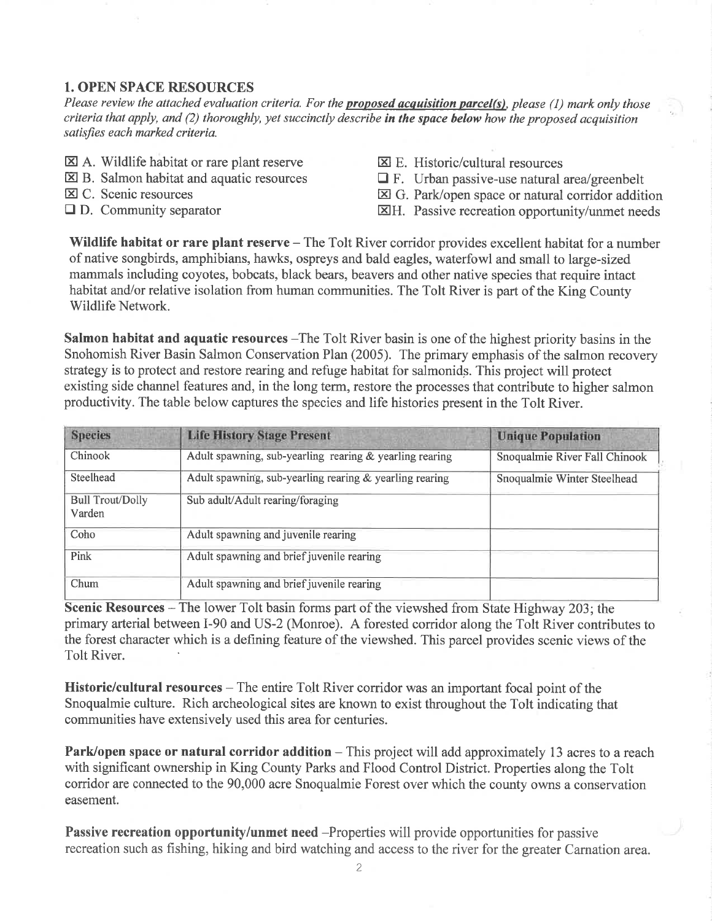## 1. OPEN SPACE RESOURCES

*Please review the attached evaluation criteria. For the* ***proposed acquisition parcel(s)****, please (1) mark only those criteria that apply, and (2) thoroughly, yet succinctly describe* ***in the space below*** *how the proposed acquisition satisfies each marked criteria.*

- ☒ A. Wildlife habitat or rare plant reserve
- ☒ B. Salmon habitat and aquatic resources
- ☒ C. Scenic resources
- ☐ D. Community separator
- ☒ E. Historic/cultural resources
- ☐ F. Urban passive-use natural area/greenbelt
- ☒ G. Park/open space or natural corridor addition
- ☒ H. Passive recreation opportunity/unmet needs

**Wildlife habitat or rare plant reserve** – The Tolt River corridor provides excellent habitat for a number of native songbirds, amphibians, hawks, ospreys and bald eagles, waterfowl and small to large-sized mammals including coyotes, bobcats, black bears, beavers and other native species that require intact habitat and/or relative isolation from human communities. The Tolt River is part of the King County Wildlife Network.

**Salmon habitat and aquatic resources** –The Tolt River basin is one of the highest priority basins in the Snohomish River Basin Salmon Conservation Plan (2005). The primary emphasis of the salmon recovery strategy is to protect and restore rearing and refuge habitat for salmonids. This project will protect existing side channel features and, in the long term, restore the processes that contribute to higher salmon productivity. The table below captures the species and life histories present in the Tolt River.

| Species | Life History Stage Present | Unique Population |
|---|---|---|
| Chinook | Adult spawning, sub-yearling rearing & yearling rearing | Snoqualmie River Fall Chinook |
| Steelhead | Adult spawning, sub-yearling rearing & yearling rearing | Snoqualmie Winter Steelhead |
| Bull Trout/Dolly Varden | Sub adult/Adult rearing/foraging | |
| Coho | Adult spawning and juvenile rearing | |
| Pink | Adult spawning and brief juvenile rearing | |
| Chum | Adult spawning and brief juvenile rearing | |

**Scenic Resources** – The lower Tolt basin forms part of the viewshed from State Highway 203; the primary arterial between I-90 and US-2 (Monroe). A forested corridor along the Tolt River contributes to the forest character which is a defining feature of the viewshed. This parcel provides scenic views of the Tolt River.

**Historic/cultural resources** – The entire Tolt River corridor was an important focal point of the Snoqualmie culture. Rich archeological sites are known to exist throughout the Tolt indicating that communities have extensively used this area for centuries.

**Park/open space or natural corridor addition** – This project will add approximately 13 acres to a reach with significant ownership in King County Parks and Flood Control District. Properties along the Tolt corridor are connected to the 90,000 acre Snoqualmie Forest over which the county owns a conservation easement.

**Passive recreation opportunity/unmet need** –Properties will provide opportunities for passive recreation such as fishing, hiking and bird watching and access to the river for the greater Carnation area.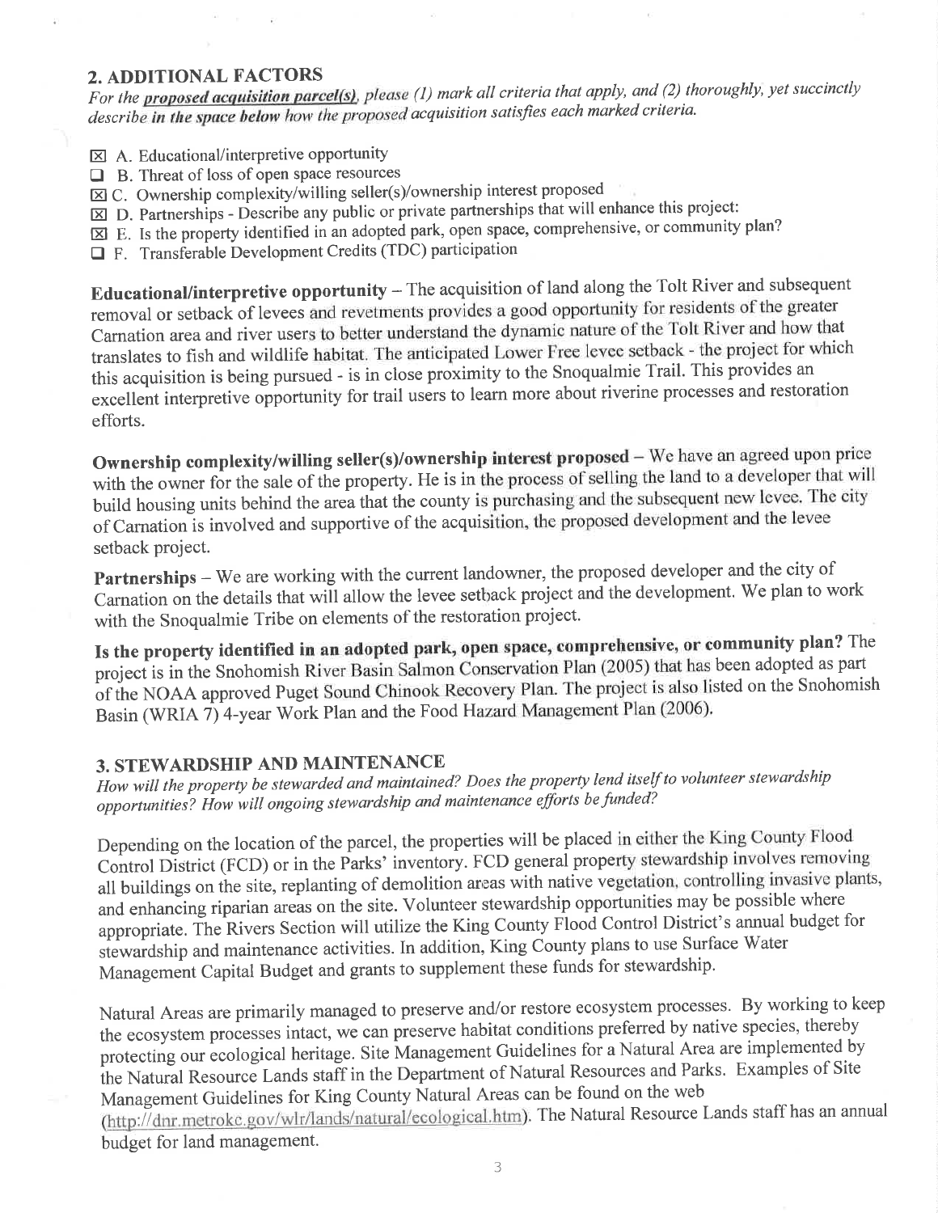## 2. ADDITIONAL FACTORS

*For the **proposed acquisition parcel(s)**, please (1) mark all criteria that apply, and (2) thoroughly, yet succinctly describe **in the space below** how the proposed acquisition satisfies each marked criteria.*

- ☒ A. Educational/interpretive opportunity
- ☐ B. Threat of loss of open space resources
- ☒ C. Ownership complexity/willing seller(s)/ownership interest proposed
- ☒ D. Partnerships - Describe any public or private partnerships that will enhance this project:
- ☒ E. Is the property identified in an adopted park, open space, comprehensive, or community plan?
- ☐ F. Transferable Development Credits (TDC) participation

**Educational/interpretive opportunity** – The acquisition of land along the Tolt River and subsequent removal or setback of levees and revetments provides a good opportunity for residents of the greater Carnation area and river users to better understand the dynamic nature of the Tolt River and how that translates to fish and wildlife habitat. The anticipated Lower Free levee setback - the project for which this acquisition is being pursued - is in close proximity to the Snoqualmie Trail. This provides an excellent interpretive opportunity for trail users to learn more about riverine processes and restoration efforts.

**Ownership complexity/willing seller(s)/ownership interest proposed** – We have an agreed upon price with the owner for the sale of the property. He is in the process of selling the land to a developer that will build housing units behind the area that the county is purchasing and the subsequent new levee. The city of Carnation is involved and supportive of the acquisition, the proposed development and the levee setback project.

**Partnerships** – We are working with the current landowner, the proposed developer and the city of Carnation on the details that will allow the levee setback project and the development. We plan to work with the Snoqualmie Tribe on elements of the restoration project.

**Is the property identified in an adopted park, open space, comprehensive, or community plan?** The project is in the Snohomish River Basin Salmon Conservation Plan (2005) that has been adopted as part of the NOAA approved Puget Sound Chinook Recovery Plan. The project is also listed on the Snohomish Basin (WRIA 7) 4-year Work Plan and the Food Hazard Management Plan (2006).

## 3. STEWARDSHIP AND MAINTENANCE

*How will the property be stewarded and maintained? Does the property lend itself to volunteer stewardship opportunities? How will ongoing stewardship and maintenance efforts be funded?*

Depending on the location of the parcel, the properties will be placed in either the King County Flood Control District (FCD) or in the Parks' inventory. FCD general property stewardship involves removing all buildings on the site, replanting of demolition areas with native vegetation, controlling invasive plants, and enhancing riparian areas on the site. Volunteer stewardship opportunities may be possible where appropriate. The Rivers Section will utilize the King County Flood Control District's annual budget for stewardship and maintenance activities. In addition, King County plans to use Surface Water Management Capital Budget and grants to supplement these funds for stewardship.

Natural Areas are primarily managed to preserve and/or restore ecosystem processes. By working to keep the ecosystem processes intact, we can preserve habitat conditions preferred by native species, thereby protecting our ecological heritage. Site Management Guidelines for a Natural Area are implemented by the Natural Resource Lands staff in the Department of Natural Resources and Parks. Examples of Site Management Guidelines for King County Natural Areas can be found on the web (http://dnr.metrokc.gov/wlr/lands/natural/ecological.htm). The Natural Resource Lands staff has an annual budget for land management.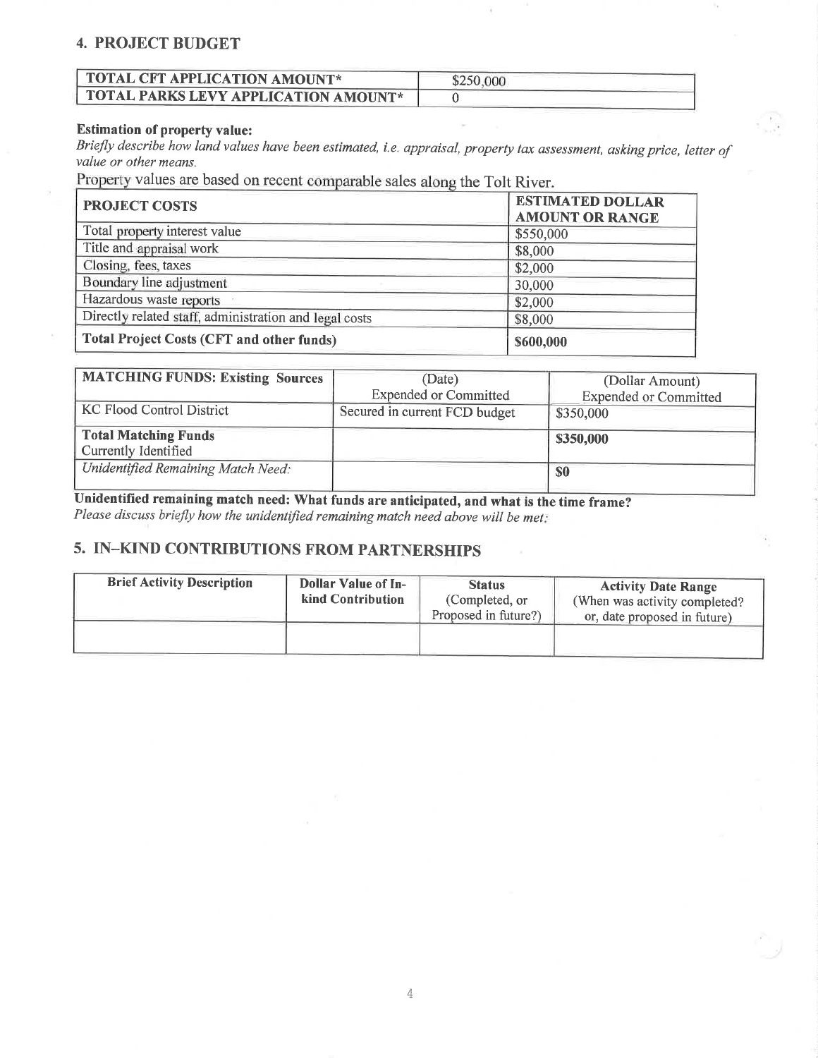## 4. PROJECT BUDGET

| TOTAL CFT APPLICATION AMOUNT* | $250,000 |
|---|---|
| TOTAL PARKS LEVY APPLICATION AMOUNT* | 0 |

**Estimation of property value:**
*Briefly describe how land values have been estimated, i.e. appraisal, property tax assessment, asking price, letter of value or other means.*

Property values are based on recent comparable sales along the Tolt River.

| PROJECT COSTS | ESTIMATED DOLLAR AMOUNT OR RANGE |
|---|---|
| Total property interest value | $550,000 |
| Title and appraisal work | $8,000 |
| Closing, fees, taxes | $2,000 |
| Boundary line adjustment | 30,000 |
| Hazardous waste reports | $2,000 |
| Directly related staff, administration and legal costs | $8,000 |
| **Total Project Costs (CFT and other funds)** | **$600,000** |

| MATCHING FUNDS: Existing Sources | (Date) Expended or Committed | (Dollar Amount) Expended or Committed |
|---|---|---|
| KC Flood Control District | Secured in current FCD budget | $350,000 |
| **Total Matching Funds** Currently Identified | | **$350,000** |
| *Unidentified Remaining Match Need:* | | **$0** |

**Unidentified remaining match need: What funds are anticipated, and what is the time frame?**
*Please discuss briefly how the unidentified remaining match need above will be met:*

## 5. IN–KIND CONTRIBUTIONS FROM PARTNERSHIPS

| Brief Activity Description | Dollar Value of In-kind Contribution | Status (Completed, or Proposed in future?) | Activity Date Range (When was activity completed? or, date proposed in future) |
|---|---|---|---|
| | | | |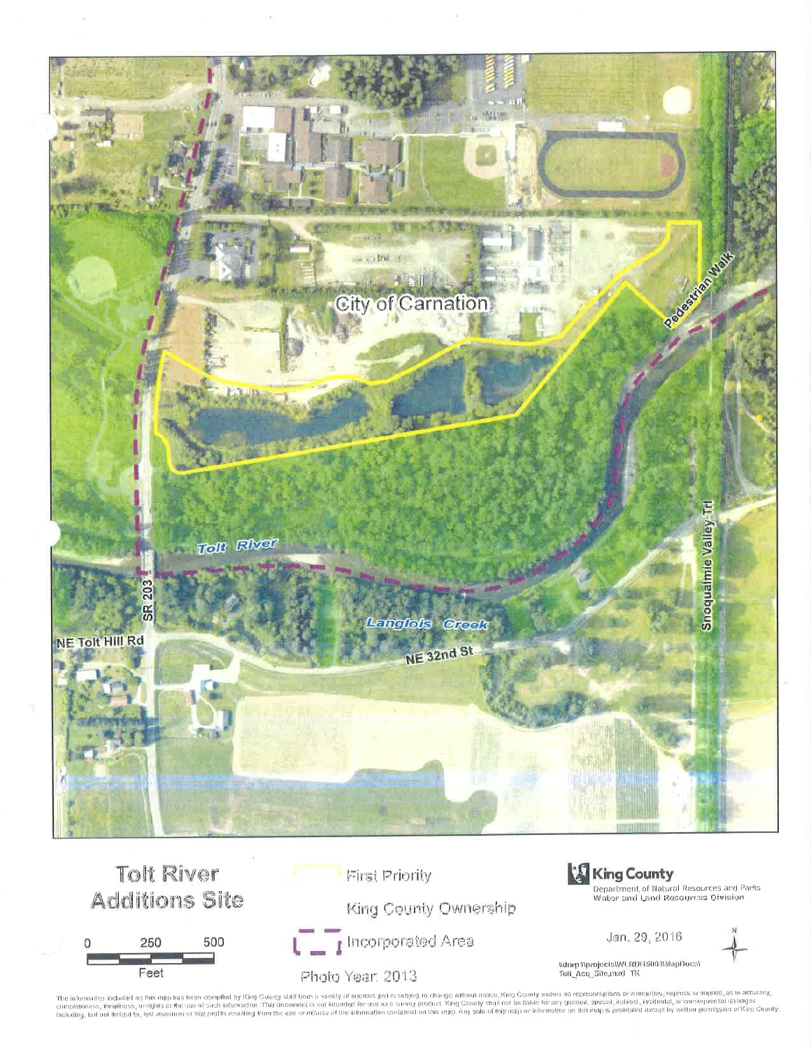City of Carnation

Pedestrian Walk

Tolt River

SR 203

Langlois Creek

NE Tolt Hill Rd

NE 32nd St

Snoqualmie Valley Trl

# Tolt River Additions Site

0 250 500

Feet

First Priority

King County Ownership

Incorporated Area

Photo Year: 2013

King County

Department of Natural Resources and Parks
Water and Land Resources Division

Jan. 29, 2016

N

\\dnrp1\projects\WLRD\16001\MapDocs\
Tolt_Acq_Site.mxd TK

The information included on this map has been compiled by King County staff from a variety of sources and is subject to change without notice. King County makes no representations or warranties, express or implied, as to accuracy, completeness, timeliness, or rights to the use of such information. This document is not intended for use as a survey product. King County shall not be liable for any general, special, indirect, incidental, or consequential damages including, but not limited to, lost revenues or lost profits resulting from the use or misuse of the information contained on this map. Any sale of this map or information on this map is prohibited except by written permission of King County.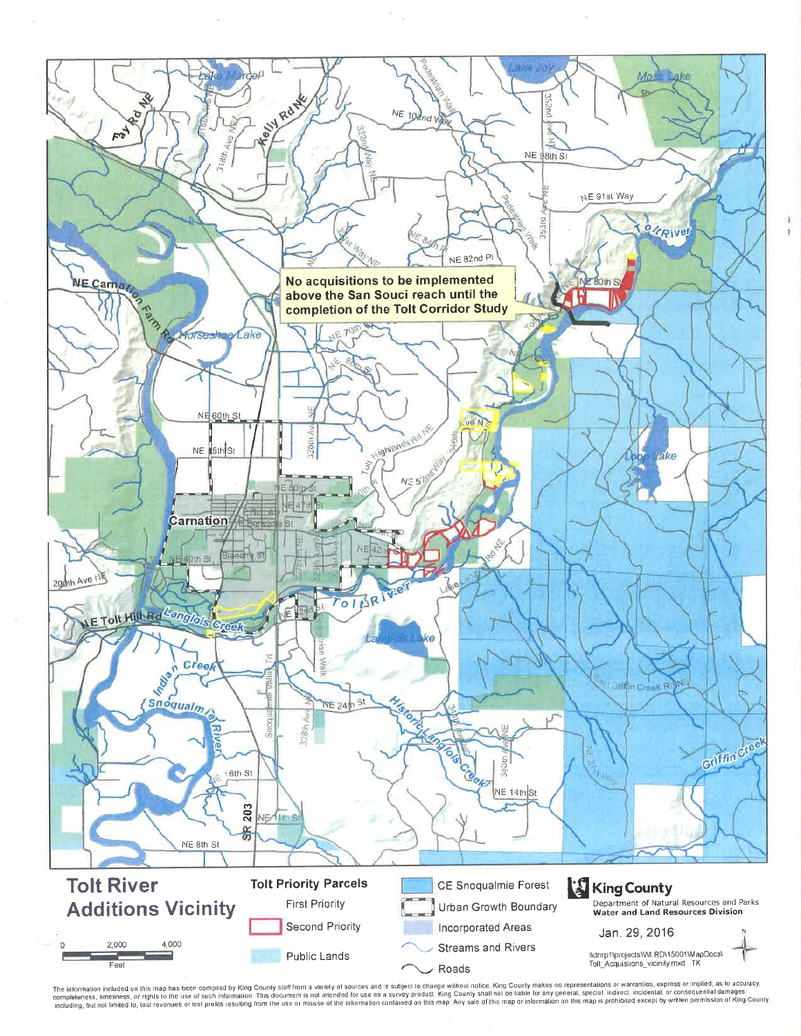No acquisitions to be implemented above the San Souci reach until the completion of the Tolt Corridor Study

# Tolt River Additions Vicinity

**Tolt Priority Parcels**

- First Priority
- Second Priority
- Public Lands
- CE Snoqualmie Forest
- Urban Growth Boundary
- Incorporated Areas
- Streams and Rivers
- Roads

0 2,000 4,000 Feet

**King County**
Department of Natural Resources and Parks
**Water and Land Resources Division**

Jan. 29, 2016

\\dnrp1\projects\WLRD\15001\MapDocs\Tolt_Acquisitions_vicinity.mxd TK

The information included on this map has been compiled by King County staff from a variety of sources and is subject to change without notice. King County makes no representations or warranties, express or implied, as to accuracy, completeness, timeliness, or rights to the use of such information. This document is not intended for use as a survey product. King County shall not be liable for any general, special, indirect, incidental, or consequential damages including, but not limited to, lost revenues or lost profits resulting from the use or misuse of the information contained on this map. Any sale of this map or information on this map is prohibited except by written permission of King County.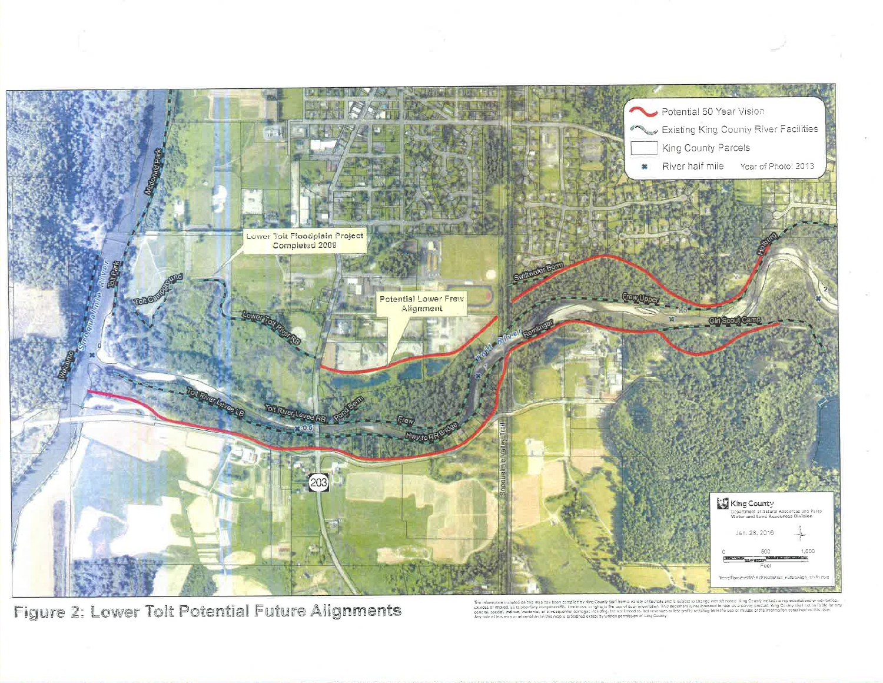Potential 50 Year Vision

Existing King County River Facilities

King County Parcels

River half mile

Year of Photo: 2013

Lower Tolt Floodplain Project Completed 2009

Potential Lower Frew Alignment

Snoqualmie River

Tolt River

McDonald Park

Tolt Park

Tolt Campground

Lower Tolt River RB

Tolt River Levee LB

Tolt River Levee RB

Pond Berm

Frew

Hwy to RR Bridge

Remlinger

Swiftwater Berm

Frew Upper

Girl Scout Camp

Holberg

Volume

Snoqualmie Valley Trail

203

0.6

1

2

King County

Department of Natural Resources and Parks

Water and Land Resources Division

Jan. 28, 2016

0 500 1,000

Feet

Figure 2: Lower Tolt Potential Future Alignments

The information included on this map has been compiled by King County staff from a variety of sources and is subject to change without notice. King County makes no representations or warranties, express or implied, as to accuracy, completeness, timeliness, or rights to the use of such information. This document is not intended for use as a survey product. King County shall not be liable for any general, special, indirect, incidental, or consequential damages including, but not limited to, lost revenues or lost profits resulting from the use or misuse of the information contained on this map. Any sale of this map or information on this map is prohibited except by written permission of King County.